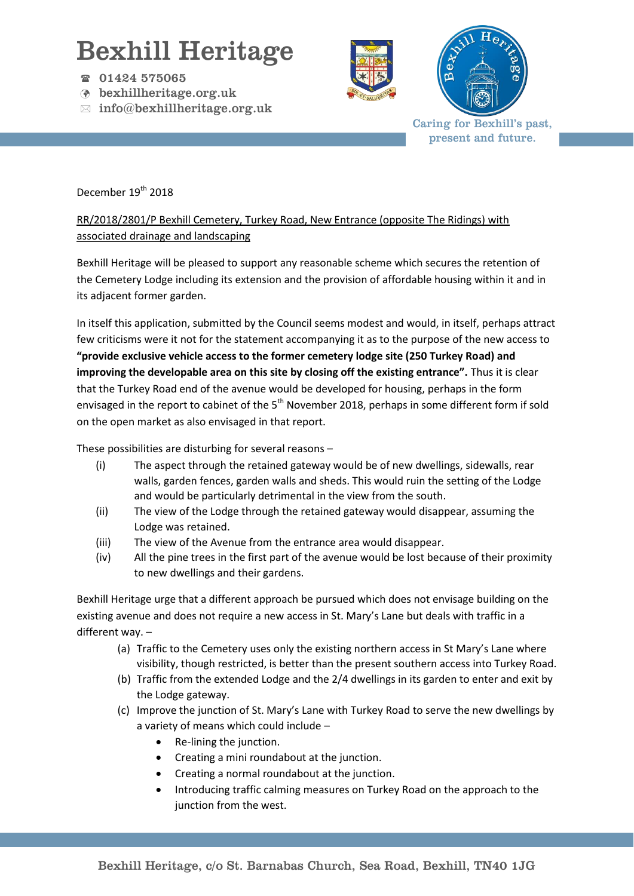# Bexhill Heritage

☎ 01424 575065
bexhillheritage.org.uk
info@bexhillheritage.org.uk

Caring for Bexhill's past, present and future.

December 19th 2018

RR/2018/2801/P Bexhill Cemetery, Turkey Road, New Entrance (opposite The Ridings) with associated drainage and landscaping

Bexhill Heritage will be pleased to support any reasonable scheme which secures the retention of the Cemetery Lodge including its extension and the provision of affordable housing within it and in its adjacent former garden.

In itself this application, submitted by the Council seems modest and would, in itself, perhaps attract few criticisms were it not for the statement accompanying it as to the purpose of the new access to **"provide exclusive vehicle access to the former cemetery lodge site (250 Turkey Road) and improving the developable area on this site by closing off the existing entrance".** Thus it is clear that the Turkey Road end of the avenue would be developed for housing, perhaps in the form envisaged in the report to cabinet of the 5th November 2018, perhaps in some different form if sold on the open market as also envisaged in that report.

These possibilities are disturbing for several reasons –

(i) The aspect through the retained gateway would be of new dwellings, sidewalls, rear walls, garden fences, garden walls and sheds. This would ruin the setting of the Lodge and would be particularly detrimental in the view from the south.

(ii) The view of the Lodge through the retained gateway would disappear, assuming the Lodge was retained.

(iii) The view of the Avenue from the entrance area would disappear.

(iv) All the pine trees in the first part of the avenue would be lost because of their proximity to new dwellings and their gardens.

Bexhill Heritage urge that a different approach be pursued which does not envisage building on the existing avenue and does not require a new access in St. Mary's Lane but deals with traffic in a different way. –

(a) Traffic to the Cemetery uses only the existing northern access in St Mary's Lane where visibility, though restricted, is better than the present southern access into Turkey Road.

(b) Traffic from the extended Lodge and the 2/4 dwellings in its garden to enter and exit by the Lodge gateway.

(c) Improve the junction of St. Mary's Lane with Turkey Road to serve the new dwellings by a variety of means which could include –

- Re-lining the junction.
- Creating a mini roundabout at the junction.
- Creating a normal roundabout at the junction.
- Introducing traffic calming measures on Turkey Road on the approach to the junction from the west.

Bexhill Heritage, c/o St. Barnabas Church, Sea Road, Bexhill, TN40 1JG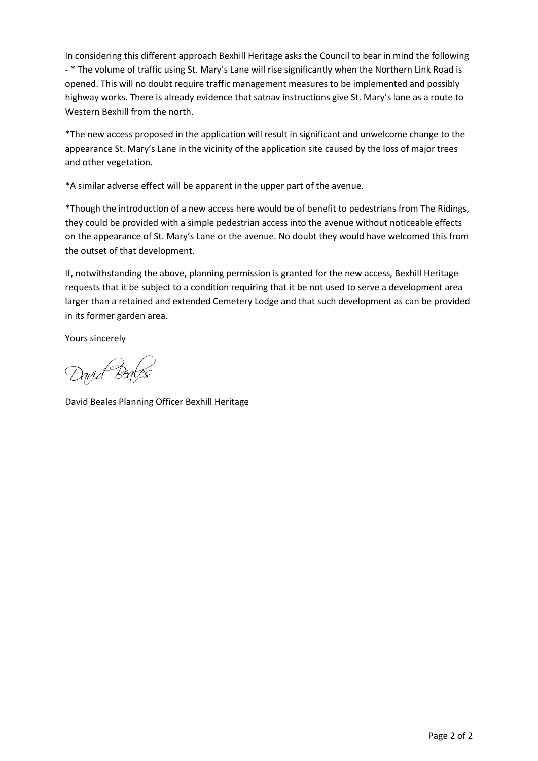In considering this different approach Bexhill Heritage asks the Council to bear in mind the following - * The volume of traffic using St. Mary's Lane will rise significantly when the Northern Link Road is opened. This will no doubt require traffic management measures to be implemented and possibly highway works. There is already evidence that satnav instructions give St. Mary's lane as a route to Western Bexhill from the north.

*The new access proposed in the application will result in significant and unwelcome change to the appearance St. Mary's Lane in the vicinity of the application site caused by the loss of major trees and other vegetation.

*A similar adverse effect will be apparent in the upper part of the avenue.

*Though the introduction of a new access here would be of benefit to pedestrians from The Ridings, they could be provided with a simple pedestrian access into the avenue without noticeable effects on the appearance of St. Mary's Lane or the avenue. No doubt they would have welcomed this from the outset of that development.

If, notwithstanding the above, planning permission is granted for the new access, Bexhill Heritage requests that it be subject to a condition requiring that it be not used to serve a development area larger than a retained and extended Cemetery Lodge and that such development as can be provided in its former garden area.

Yours sincerely

David Beales

David Beales Planning Officer Bexhill Heritage